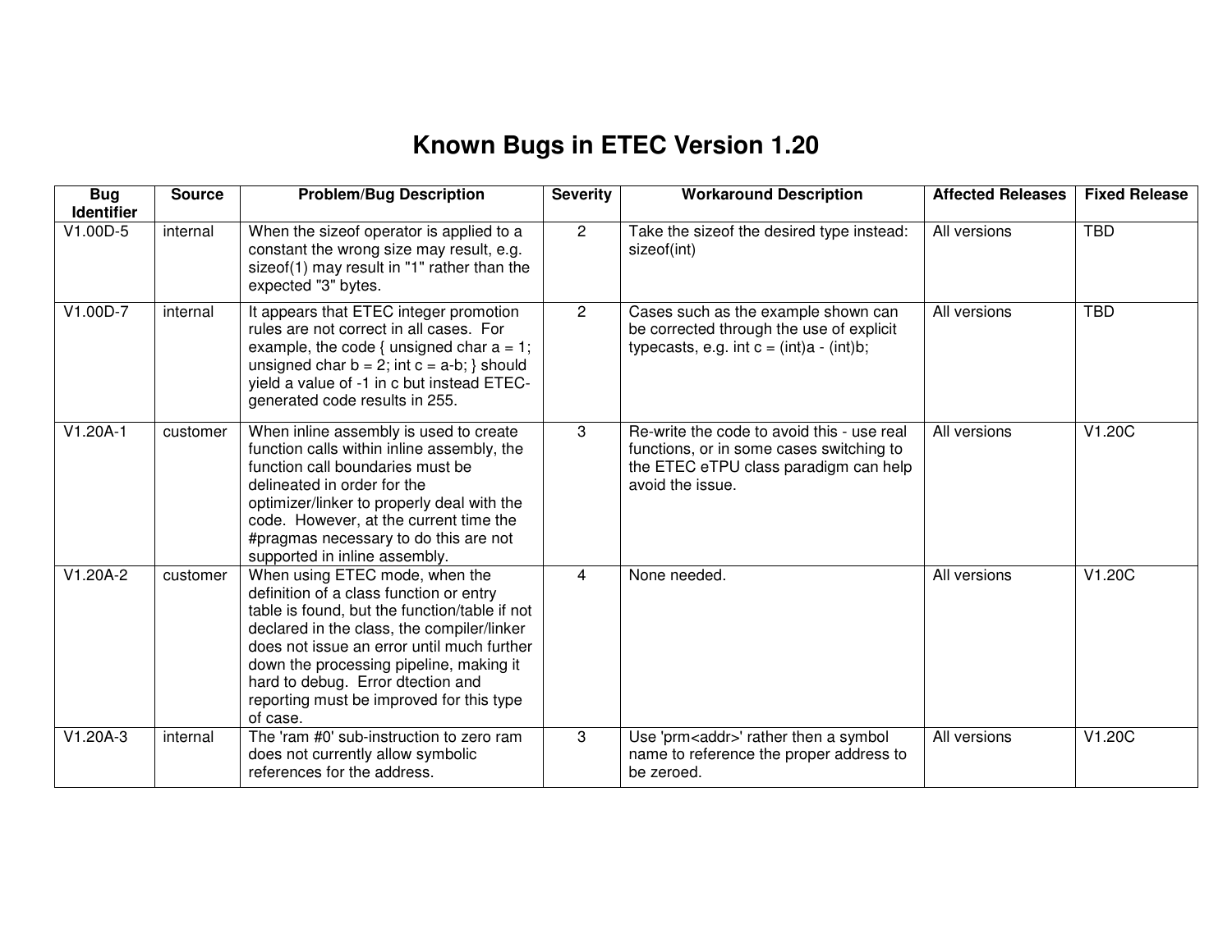# Known Bugs in ETEC Version 1.20

| Bug Identifier | Source | Problem/Bug Description | Severity | Workaround Description | Affected Releases | Fixed Release |
|---|---|---|---|---|---|---|
| V1.00D-5 | internal | When the sizeof operator is applied to a constant the wrong size may result, e.g. sizeof(1) may result in "1" rather than the expected "3" bytes. | 2 | Take the sizeof the desired type instead: sizeof(int) | All versions | TBD |
| V1.00D-7 | internal | It appears that ETEC integer promotion rules are not correct in all cases. For example, the code { unsigned char a = 1; unsigned char b = 2; int c = a-b; } should yield a value of -1 in c but instead ETEC-generated code results in 255. | 2 | Cases such as the example shown can be corrected through the use of explicit typecasts, e.g. int c = (int)a - (int)b; | All versions | TBD |
| V1.20A-1 | customer | When inline assembly is used to create function calls within inline assembly, the function call boundaries must be delineated in order for the optimizer/linker to properly deal with the code. However, at the current time the #pragmas necessary to do this are not supported in inline assembly. | 3 | Re-write the code to avoid this - use real functions, or in some cases switching to the ETEC eTPU class paradigm can help avoid the issue. | All versions | V1.20C |
| V1.20A-2 | customer | When using ETEC mode, when the definition of a class function or entry table is found, but the function/table if not declared in the class, the compiler/linker does not issue an error until much further down the processing pipeline, making it hard to debug. Error dtection and reporting must be improved for this type of case. | 4 | None needed. | All versions | V1.20C |
| V1.20A-3 | internal | The 'ram #0' sub-instruction to zero ram does not currently allow symbolic references for the address. | 3 | Use 'prm<addr>' rather then a symbol name to reference the proper address to be zeroed. | All versions | V1.20C |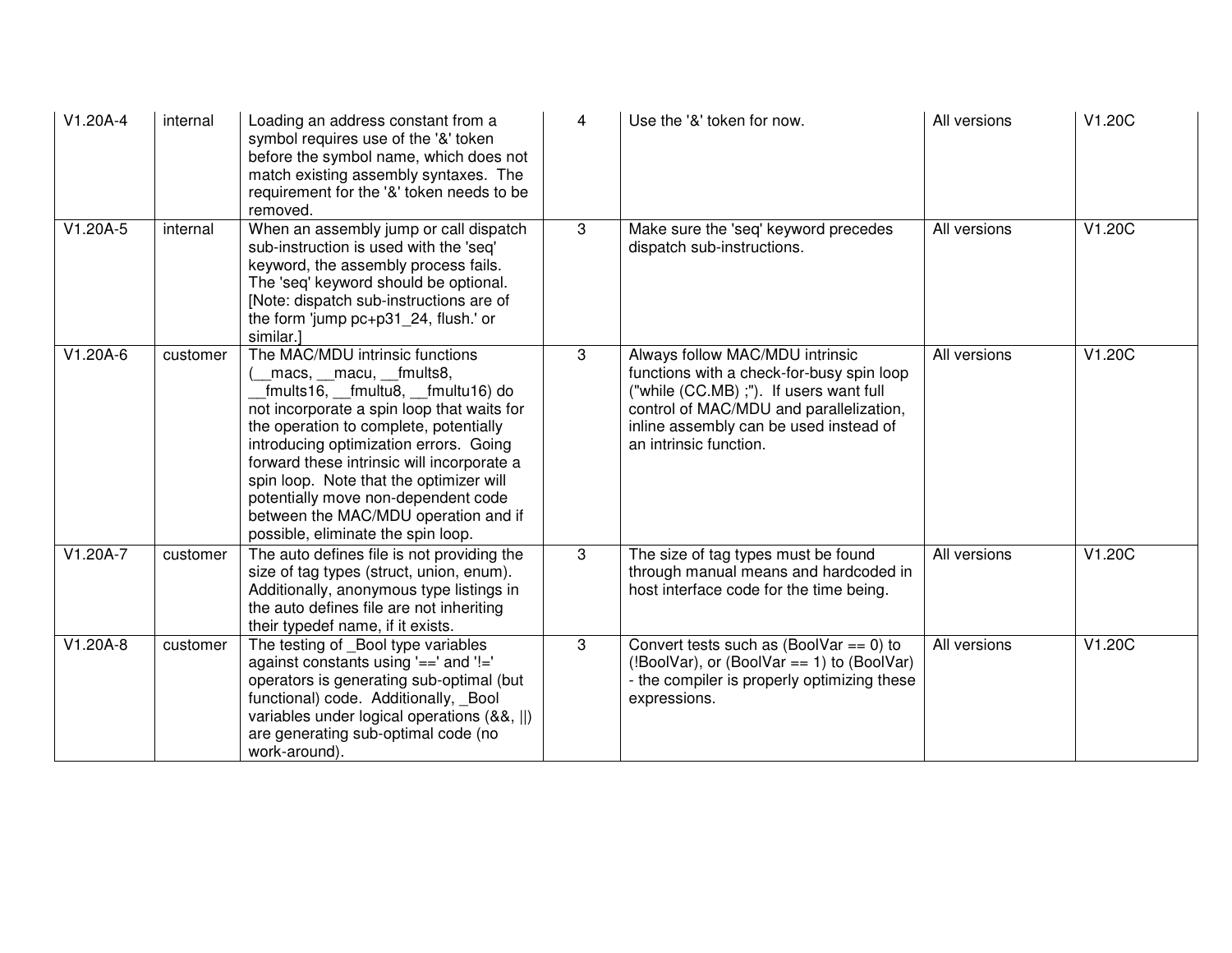| | | | | | | |
|---|---|---|---|---|---|---|
| V1.20A-4 | internal | Loading an address constant from a symbol requires use of the '&' token before the symbol name, which does not match existing assembly syntaxes. The requirement for the '&' token needs to be removed. | 4 | Use the '&' token for now. | All versions | V1.20C |
| V1.20A-5 | internal | When an assembly jump or call dispatch sub-instruction is used with the 'seq' keyword, the assembly process fails. The 'seq' keyword should be optional. [Note: dispatch sub-instructions are of the form 'jump pc+p31_24, flush.' or similar.] | 3 | Make sure the 'seq' keyword precedes dispatch sub-instructions. | All versions | V1.20C |
| V1.20A-6 | customer | The MAC/MDU intrinsic functions (__macs, __macu, __fmults8, __fmults16, __fmultu8, __fmultu16) do not incorporate a spin loop that waits for the operation to complete, potentially introducing optimization errors. Going forward these intrinsic will incorporate a spin loop. Note that the optimizer will potentially move non-dependent code between the MAC/MDU operation and if possible, eliminate the spin loop. | 3 | Always follow MAC/MDU intrinsic functions with a check-for-busy spin loop ("while (CC.MB) ;"). If users want full control of MAC/MDU and parallelization, inline assembly can be used instead of an intrinsic function. | All versions | V1.20C |
| V1.20A-7 | customer | The auto defines file is not providing the size of tag types (struct, union, enum). Additionally, anonymous type listings in the auto defines file are not inheriting their typedef name, if it exists. | 3 | The size of tag types must be found through manual means and hardcoded in host interface code for the time being. | All versions | V1.20C |
| V1.20A-8 | customer | The testing of _Bool type variables against constants using '==' and '!=' operators is generating sub-optimal (but functional) code. Additionally, _Bool variables under logical operations (&&, \|\|) are generating sub-optimal code (no work-around). | 3 | Convert tests such as (BoolVar == 0) to (!BoolVar), or (BoolVar == 1) to (BoolVar) - the compiler is properly optimizing these expressions. | All versions | V1.20C |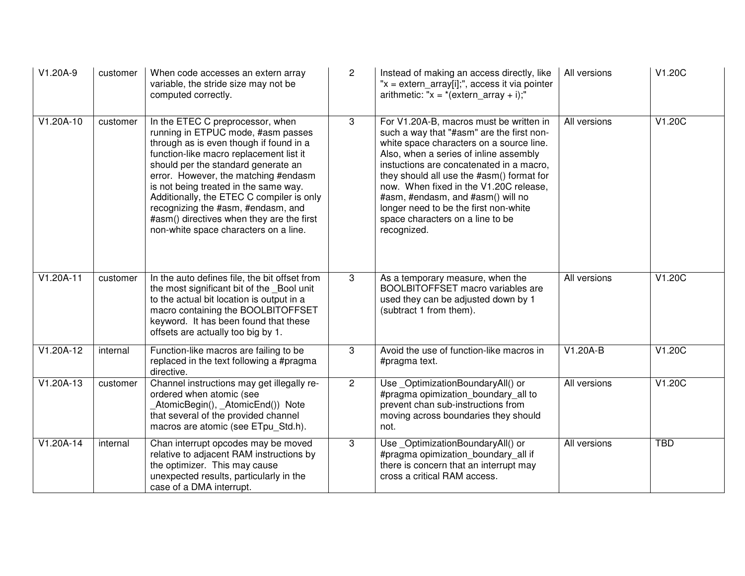| | | | | | | |
|---|---|---|---|---|---|---|
| V1.20A-9 | customer | When code accesses an extern array variable, the stride size may not be computed correctly. | 2 | Instead of making an access directly, like "x = extern_array[i];", access it via pointer arithmetic: "x = *(extern_array + i);" | All versions | V1.20C |
| V1.20A-10 | customer | In the ETEC C preprocessor, when running in ETPUC mode, #asm passes through as is even though if found in a function-like macro replacement list it should per the standard generate an error. However, the matching #endasm is not being treated in the same way. Additionally, the ETEC C compiler is only recognizing the #asm, #endasm, and #asm() directives when they are the first non-white space characters on a line. | 3 | For V1.20A-B, macros must be written in such a way that "#asm" are the first non-white space characters on a source line. Also, when a series of inline assembly instuctions are concatenated in a macro, they should all use the #asm() format for now. When fixed in the V1.20C release, #asm, #endasm, and #asm() will no longer need to be the first non-white space characters on a line to be recognized. | All versions | V1.20C |
| V1.20A-11 | customer | In the auto defines file, the bit offset from the most significant bit of the _Bool unit to the actual bit location is output in a macro containing the BOOLBITOFFSET keyword. It has been found that these offsets are actually too big by 1. | 3 | As a temporary measure, when the BOOLBITOFFSET macro variables are used they can be adjusted down by 1 (subtract 1 from them). | All versions | V1.20C |
| V1.20A-12 | internal | Function-like macros are failing to be replaced in the text following a #pragma directive. | 3 | Avoid the use of function-like macros in #pragma text. | V1.20A-B | V1.20C |
| V1.20A-13 | customer | Channel instructions may get illegally re-ordered when atomic (see _AtomicBegin(), _AtomicEnd()) Note that several of the provided channel macros are atomic (see ETpu_Std.h). | 2 | Use _OptimizationBoundaryAll() or #pragma opimization_boundary_all to prevent chan sub-instructions from moving across boundaries they should not. | All versions | V1.20C |
| V1.20A-14 | internal | Chan interrupt opcodes may be moved relative to adjacent RAM instructions by the optimizer. This may cause unexpected results, particularly in the case of a DMA interrupt. | 3 | Use _OptimizationBoundaryAll() or #pragma opimization_boundary_all if there is concern that an interrupt may cross a critical RAM access. | All versions | TBD |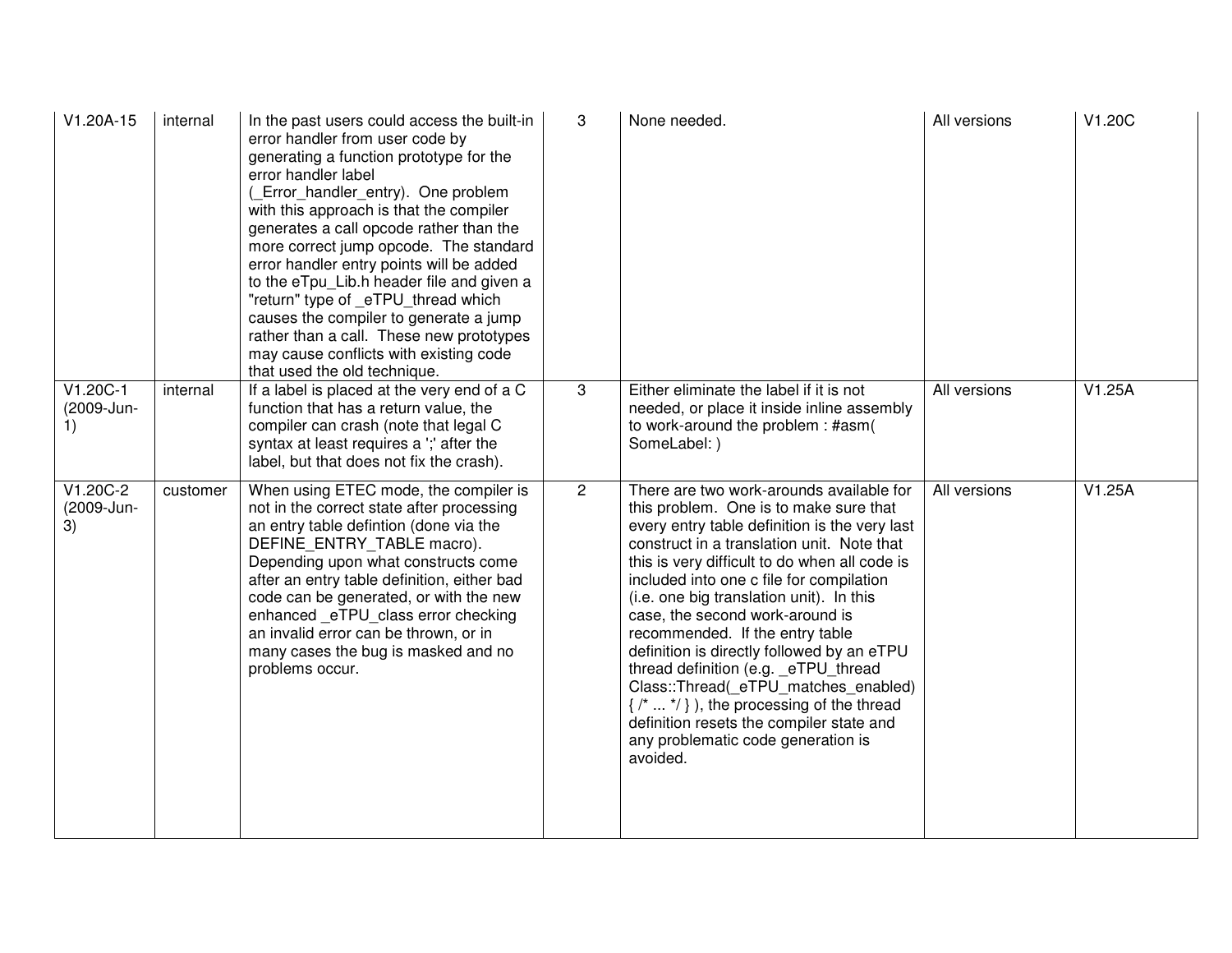| | | | | | | |
|---|---|---|---|---|---|---|
| V1.20A-15 | internal | In the past users could access the built-in error handler from user code by generating a function prototype for the error handler label (_Error_handler_entry). One problem with this approach is that the compiler generates a call opcode rather than the more correct jump opcode. The standard error handler entry points will be added to the eTpu_Lib.h header file and given a "return" type of _eTPU_thread which causes the compiler to generate a jump rather than a call. These new prototypes may cause conflicts with existing code that used the old technique. | 3 | None needed. | All versions | V1.20C |
| V1.20C-1 (2009-Jun-1) | internal | If a label is placed at the very end of a C function that has a return value, the compiler can crash (note that legal C syntax at least requires a ';' after the label, but that does not fix the crash). | 3 | Either eliminate the label if it is not needed, or place it inside inline assembly to work-around the problem : #asm( SomeLabel: ) | All versions | V1.25A |
| V1.20C-2 (2009-Jun-3) | customer | When using ETEC mode, the compiler is not in the correct state after processing an entry table defintion (done via the DEFINE_ENTRY_TABLE macro). Depending upon what constructs come after an entry table definition, either bad code can be generated, or with the new enhanced _eTPU_class error checking an invalid error can be thrown, or in many cases the bug is masked and no problems occur. | 2 | There are two work-arounds available for this problem. One is to make sure that every entry table definition is the very last construct in a translation unit. Note that this is very difficult to do when all code is included into one c file for compilation (i.e. one big translation unit). In this case, the second work-around is recommended. If the entry table definition is directly followed by an eTPU thread definition (e.g. _eTPU_thread Class::Thread(_eTPU_matches_enabled) { /* ... */ } ), the processing of the thread definition resets the compiler state and any problematic code generation is avoided. | All versions | V1.25A |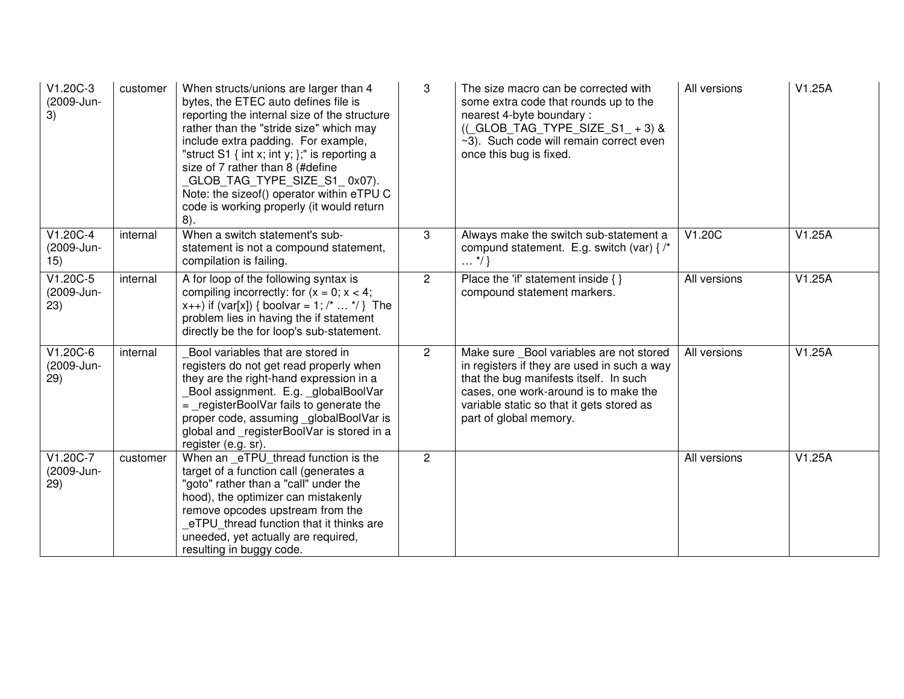| | | | | | | |
|---|---|---|---|---|---|---|
| V1.20C-3 (2009-Jun-3) | customer | When structs/unions are larger than 4 bytes, the ETEC auto defines file is reporting the internal size of the structure rather than the "stride size" which may include extra padding. For example, "struct S1 { int x; int y; };" is reporting a size of 7 rather than 8 (#define _GLOB_TAG_TYPE_SIZE_S1_ 0x07). Note: the sizeof() operator within eTPU C code is working properly (it would return 8). | 3 | The size macro can be corrected with some extra code that rounds up to the nearest 4-byte boundary : ((_GLOB_TAG_TYPE_SIZE_S1_ + 3) & ~3). Such code will remain correct even once this bug is fixed. | All versions | V1.25A |
| V1.20C-4 (2009-Jun-15) | internal | When a switch statement's sub-statement is not a compound statement, compilation is failing. | 3 | Always make the switch sub-statement a compund statement. E.g. switch (var) { /* … */ } | V1.20C | V1.25A |
| V1.20C-5 (2009-Jun-23) | internal | A for loop of the following syntax is compiling incorrectly: for (x = 0; x < 4; x++) if (var[x]) { boolvar = 1; /* … */ } The problem lies in having the if statement directly be the for loop's sub-statement. | 2 | Place the 'if' statement inside { } compound statement markers. | All versions | V1.25A |
| V1.20C-6 (2009-Jun-29) | internal | _Bool variables that are stored in registers do not get read properly when they are the right-hand expression in a _Bool assignment. E.g. _globalBoolVar = _registerBoolVar fails to generate the proper code, assuming _globalBoolVar is global and _registerBoolVar is stored in a register (e.g. sr). | 2 | Make sure _Bool variables are not stored in registers if they are used in such a way that the bug manifests itself. In such cases, one work-around is to make the variable static so that it gets stored as part of global memory. | All versions | V1.25A |
| V1.20C-7 (2009-Jun-29) | customer | When an _eTPU_thread function is the target of a function call (generates a "goto" rather than a "call" under the hood), the optimizer can mistakenly remove opcodes upstream from the _eTPU_thread function that it thinks are uneeded, yet actually are required, resulting in buggy code. | 2 | | All versions | V1.25A |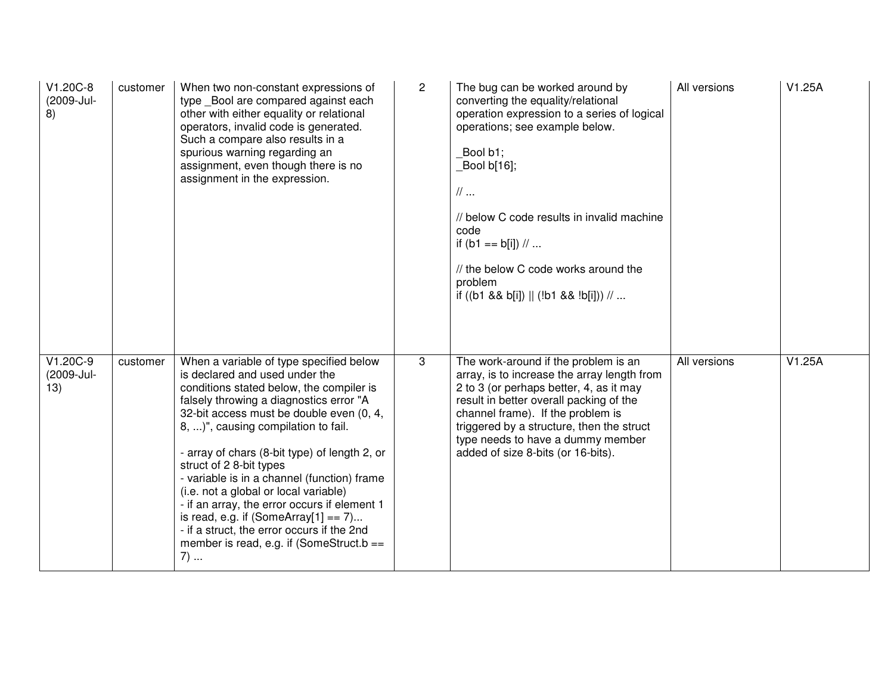| | | | | | | |
|---|---|---|---|---|---|---|
| V1.20C-8 (2009-Jul-8) | customer | When two non-constant expressions of type _Bool are compared against each other with either equality or relational operators, invalid code is generated. Such a compare also results in a spurious warning regarding an assignment, even though there is no assignment in the expression. | 2 | The bug can be worked around by converting the equality/relational operation expression to a series of logical operations; see example below.<br><br>_Bool b1;<br>_Bool b[16];<br><br>// ...<br><br>// below C code results in invalid machine code<br>if (b1 == b[i]) // ...<br><br>// the below C code works around the problem<br>if ((b1 && b[i]) \|\| (!b1 && !b[i])) // ... | All versions | V1.25A |
| V1.20C-9 (2009-Jul-13) | customer | When a variable of type specified below is declared and used under the conditions stated below, the compiler is falsely throwing a diagnostics error "A 32-bit access must be double even (0, 4, 8, ...)", causing compilation to fail.<br><br>- array of chars (8-bit type) of length 2, or struct of 2 8-bit types<br>- variable is in a channel (function) frame (i.e. not a global or local variable)<br>- if an array, the error occurs if element 1 is read, e.g. if (SomeArray[1] == 7)...<br>- if a struct, the error occurs if the 2nd member is read, e.g. if (SomeStruct.b == 7) ... | 3 | The work-around if the problem is an array, is to increase the array length from 2 to 3 (or perhaps better, 4, as it may result in better overall packing of the channel frame). If the problem is triggered by a structure, then the struct type needs to have a dummy member added of size 8-bits (or 16-bits). | All versions | V1.25A |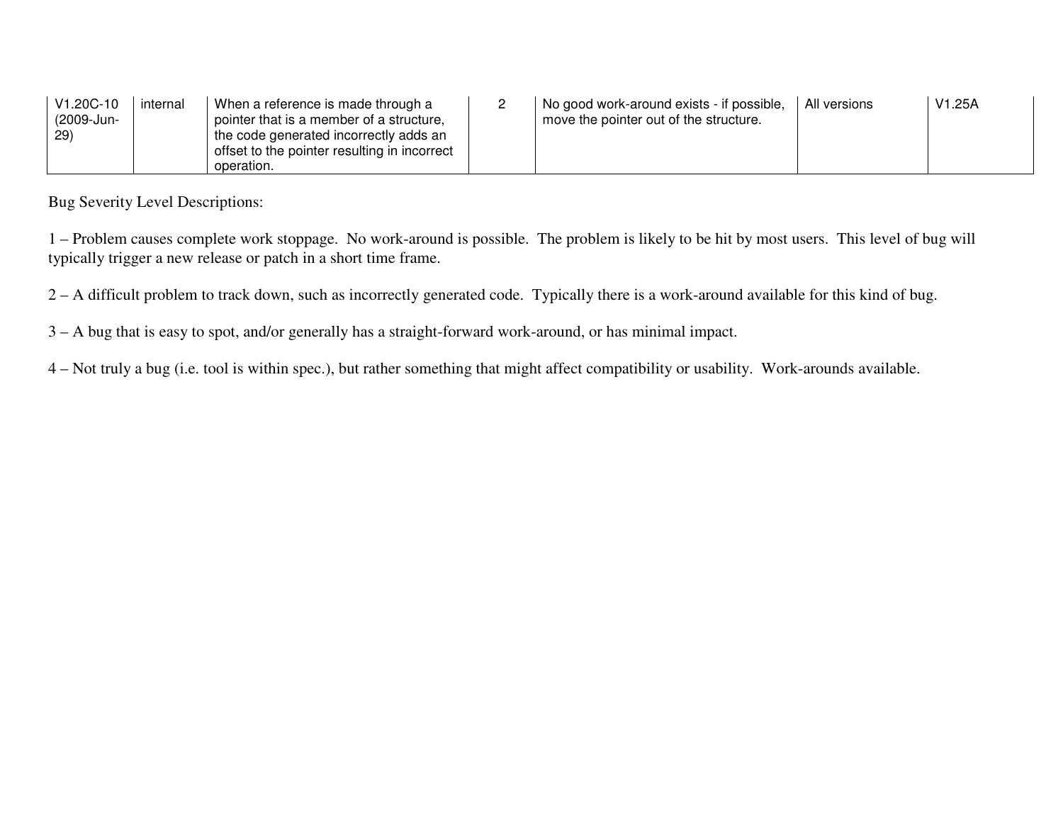| | | | | | | |
|---|---|---|---|---|---|---|
| V1.20C-10 (2009-Jun-29) | internal | When a reference is made through a pointer that is a member of a structure, the code generated incorrectly adds an offset to the pointer resulting in incorrect operation. | 2 | No good work-around exists - if possible, move the pointer out of the structure. | All versions | V1.25A |

Bug Severity Level Descriptions:

1 – Problem causes complete work stoppage. No work-around is possible. The problem is likely to be hit by most users. This level of bug will typically trigger a new release or patch in a short time frame.

2 – A difficult problem to track down, such as incorrectly generated code. Typically there is a work-around available for this kind of bug.

3 – A bug that is easy to spot, and/or generally has a straight-forward work-around, or has minimal impact.

4 – Not truly a bug (i.e. tool is within spec.), but rather something that might affect compatibility or usability. Work-arounds available.